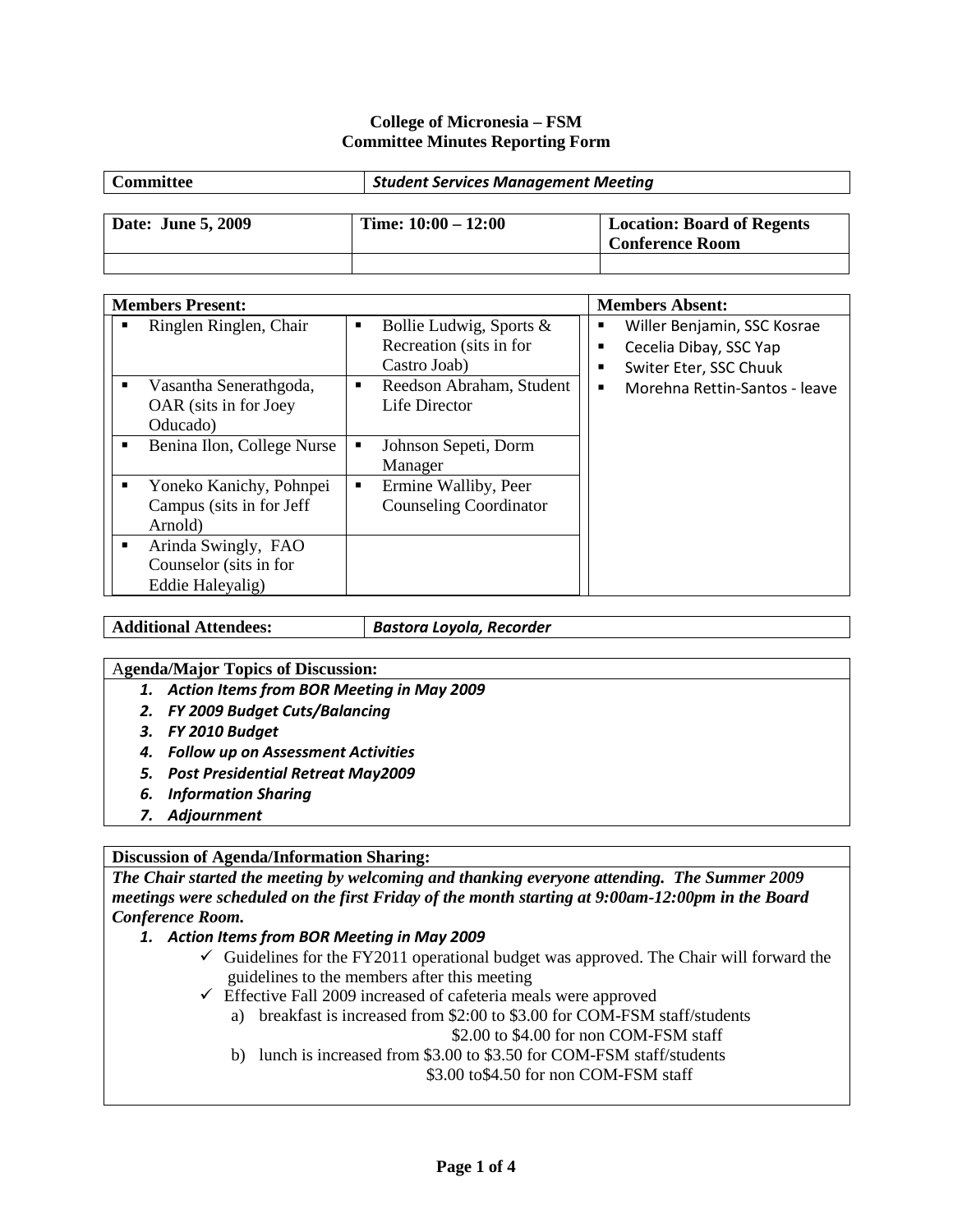**College of Micronesia – FSM**
**Committee Minutes Reporting Form**

| **Committee** | ***Student Services Management Meeting*** |
|---|---|

| **Date: June 5, 2009** | **Time: 10:00 – 12:00** | **Location: Board of Regents Conference Room** |
|---|---|---|
| | | |

| **Members Present:** | | **Members Absent:** |
|---|---|---|
| ▪ Ringlen Ringlen, Chair | ▪ Bollie Ludwig, Sports & Recreation (sits in for Castro Joab) | ▪ Willer Benjamin, SSC Kosrae<br>▪ Cecelia Dibay, SSC Yap<br>▪ Switer Eter, SSC Chuuk<br>▪ Morehna Rettin-Santos - leave |
| ▪ Vasantha Senerathgoda, OAR (sits in for Joey Oducado) | ▪ Reedson Abraham, Student Life Director | |
| ▪ Benina Ilon, College Nurse | ▪ Johnson Sepeti, Dorm Manager | |
| ▪ Yoneko Kanichy, Pohnpei Campus (sits in for Jeff Arnold) | ▪ Ermine Walliby, Peer Counseling Coordinator | |
| ▪ Arinda Swingly, FAO Counselor (sits in for Eddie Haleyalig) | | |

| **Additional Attendees:** | ***Bastora Loyola, Recorder*** |
|---|---|

**Agenda/Major Topics of Discussion:**

1. ***Action Items from BOR Meeting in May 2009***
2. ***FY 2009 Budget Cuts/Balancing***
3. ***FY 2010 Budget***
4. ***Follow up on Assessment Activities***
5. ***Post Presidential Retreat May2009***
6. ***Information Sharing***
7. ***Adjournment***

**Discussion of Agenda/Information Sharing:**

***The Chair started the meeting by welcoming and thanking everyone attending. The Summer 2009 meetings were scheduled on the first Friday of the month starting at 9:00am-12:00pm in the Board Conference Room.***

1. ***Action Items from BOR Meeting in May 2009***
   - ✓ Guidelines for the FY2011 operational budget was approved. The Chair will forward the guidelines to the members after this meeting
   - ✓ Effective Fall 2009 increased of cafeteria meals were approved
     - a) breakfast is increased from $2:00 to $3.00 for COM-FSM staff/students
       $2.00 to $4.00 for non COM-FSM staff
     - b) lunch is increased from $3.00 to $3.50 for COM-FSM staff/students
       $3.00 to$4.50 for non COM-FSM staff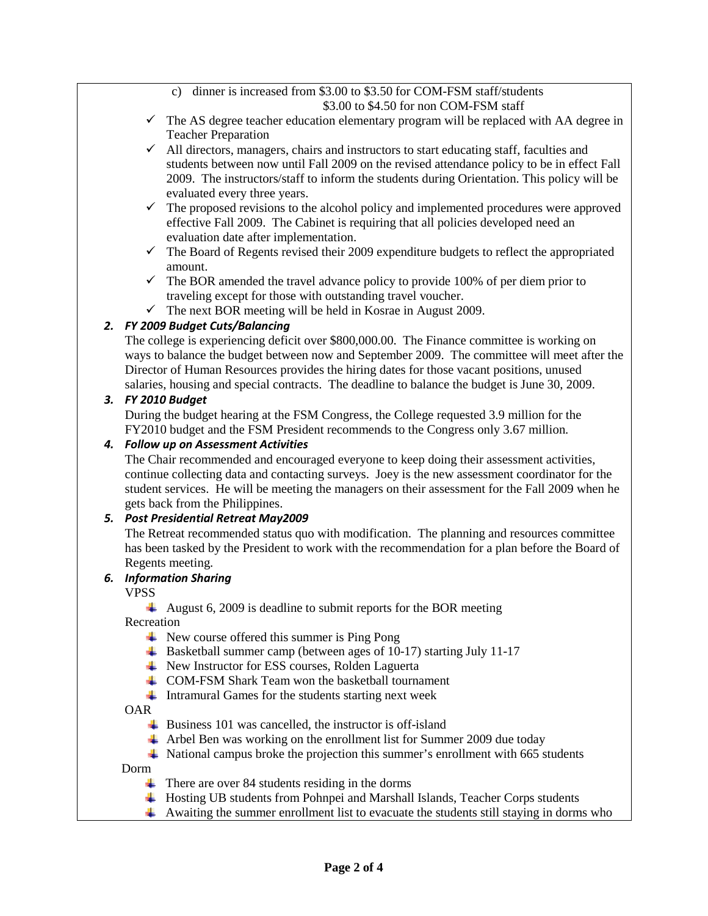c) dinner is increased from $3.00 to $3.50 for COM-FSM staff/students
$3.00 to $4.50 for non COM-FSM staff

- ✓ The AS degree teacher education elementary program will be replaced with AA degree in Teacher Preparation
- ✓ All directors, managers, chairs and instructors to start educating staff, faculties and students between now until Fall 2009 on the revised attendance policy to be in effect Fall 2009. The instructors/staff to inform the students during Orientation. This policy will be evaluated every three years.
- ✓ The proposed revisions to the alcohol policy and implemented procedures were approved effective Fall 2009. The Cabinet is requiring that all policies developed need an evaluation date after implementation.
- ✓ The Board of Regents revised their 2009 expenditure budgets to reflect the appropriated amount.
- ✓ The BOR amended the travel advance policy to provide 100% of per diem prior to traveling except for those with outstanding travel voucher.
- ✓ The next BOR meeting will be held in Kosrae in August 2009.

**2. *FY 2009 Budget Cuts/Balancing***

The college is experiencing deficit over $800,000.00. The Finance committee is working on ways to balance the budget between now and September 2009. The committee will meet after the Director of Human Resources provides the hiring dates for those vacant positions, unused salaries, housing and special contracts. The deadline to balance the budget is June 30, 2009.

**3. *FY 2010 Budget***

During the budget hearing at the FSM Congress, the College requested 3.9 million for the FY2010 budget and the FSM President recommends to the Congress only 3.67 million.

**4. *Follow up on Assessment Activities***

The Chair recommended and encouraged everyone to keep doing their assessment activities, continue collecting data and contacting surveys. Joey is the new assessment coordinator for the student services. He will be meeting the managers on their assessment for the Fall 2009 when he gets back from the Philippines.

**5. *Post Presidential Retreat May2009***

The Retreat recommended status quo with modification. The planning and resources committee has been tasked by the President to work with the recommendation for a plan before the Board of Regents meeting.

**6. *Information Sharing***

VPSS

- August 6, 2009 is deadline to submit reports for the BOR meeting

Recreation

- New course offered this summer is Ping Pong
- Basketball summer camp (between ages of 10-17) starting July 11-17
- New Instructor for ESS courses, Rolden Laguerta
- COM-FSM Shark Team won the basketball tournament
- Intramural Games for the students starting next week

OAR

- Business 101 was cancelled, the instructor is off-island
- Arbel Ben was working on the enrollment list for Summer 2009 due today
- National campus broke the projection this summer's enrollment with 665 students

Dorm

- There are over 84 students residing in the dorms
- Hosting UB students from Pohnpei and Marshall Islands, Teacher Corps students
- Awaiting the summer enrollment list to evacuate the students still staying in dorms who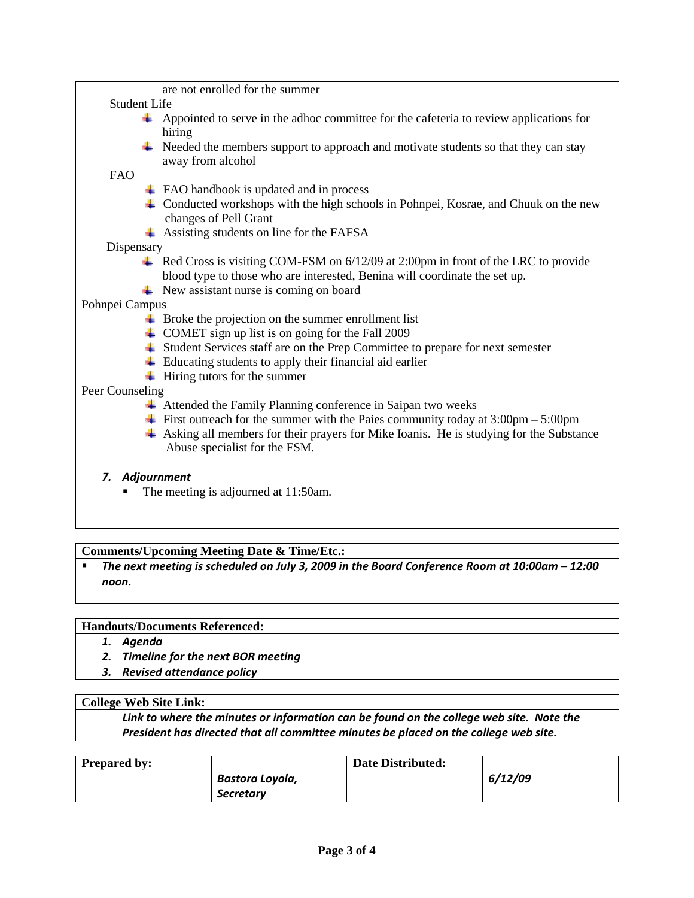are not enrolled for the summer

Student Life

- Appointed to serve in the adhoc committee for the cafeteria to review applications for hiring
- Needed the members support to approach and motivate students so that they can stay away from alcohol

FAO

- FAO handbook is updated and in process
- Conducted workshops with the high schools in Pohnpei, Kosrae, and Chuuk on the new changes of Pell Grant
- Assisting students on line for the FAFSA

Dispensary

- Red Cross is visiting COM-FSM on 6/12/09 at 2:00pm in front of the LRC to provide blood type to those who are interested, Benina will coordinate the set up.
- New assistant nurse is coming on board

Pohnpei Campus

- Broke the projection on the summer enrollment list
- COMET sign up list is on going for the Fall 2009
- Student Services staff are on the Prep Committee to prepare for next semester
- Educating students to apply their financial aid earlier
- Hiring tutors for the summer

Peer Counseling

- Attended the Family Planning conference in Saipan two weeks
- First outreach for the summer with the Paies community today at 3:00pm – 5:00pm
- Asking all members for their prayers for Mike Ioanis. He is studying for the Substance Abuse specialist for the FSM.

***7. Adjournment***

- The meeting is adjourned at 11:50am.

**Comments/Upcoming Meeting Date & Time/Etc.:**

- ***The next meeting is scheduled on July 3, 2009 in the Board Conference Room at 10:00am – 12:00 noon.***

**Handouts/Documents Referenced:**

1. ***Agenda***
2. ***Timeline for the next BOR meeting***
3. ***Revised attendance policy***

**College Web Site Link:**

*Link to where the minutes or information can be found on the college web site. Note the President has directed that all committee minutes be placed on the college web site.*

| **Prepared by:** | *Bastora Loyola, Secretary* | **Date Distributed:** | *6/12/09* |
|---|---|---|---|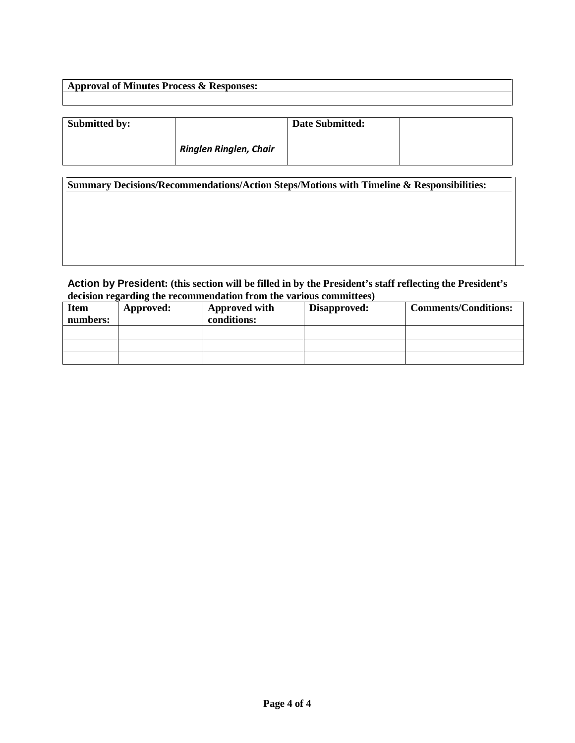| **Approval of Minutes Process & Responses:** |
| --- |
| |

| **Submitted by:** | ***Ringlen Ringlen, Chair*** | **Date Submitted:** | |
| --- | --- | --- | --- |

| **Summary Decisions/Recommendations/Action Steps/Motions with Timeline & Responsibilities:** |
| --- |
| |

**Action by President: (this section will be filled in by the President's staff reflecting the President's decision regarding the recommendation from the various committees)**

| **Item numbers:** | **Approved:** | **Approved with conditions:** | **Disapproved:** | **Comments/Conditions:** |
| --- | --- | --- | --- | --- |
| | | | | |
| | | | | |
| | | | | |